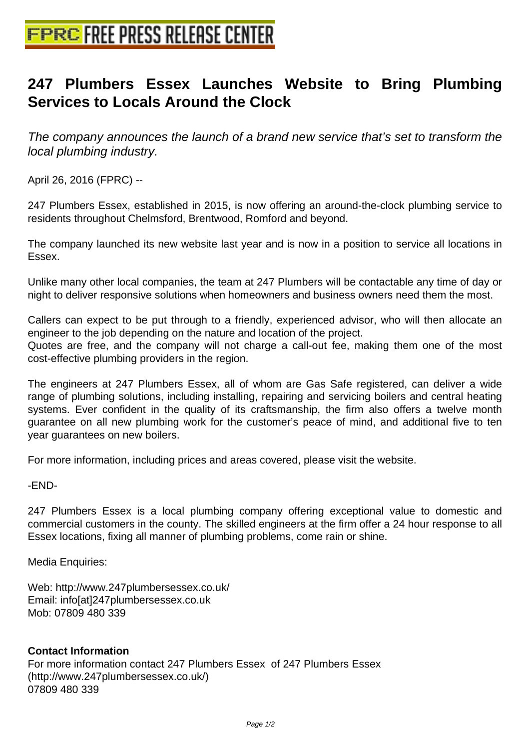# 247 Plumbers Essex Launches Website to Bring Plumbing Services to Locals Around the Clock

*The company announces the launch of a brand new service that's set to transform the local plumbing industry.*

April 26, 2016 (FPRC) --

247 Plumbers Essex, established in 2015, is now offering an around-the-clock plumbing service to residents throughout Chelmsford, Brentwood, Romford and beyond.

The company launched its new website last year and is now in a position to service all locations in Essex.

Unlike many other local companies, the team at 247 Plumbers will be contactable any time of day or night to deliver responsive solutions when homeowners and business owners need them the most.

Callers can expect to be put through to a friendly, experienced advisor, who will then allocate an engineer to the job depending on the nature and location of the project.
Quotes are free, and the company will not charge a call-out fee, making them one of the most cost-effective plumbing providers in the region.

The engineers at 247 Plumbers Essex, all of whom are Gas Safe registered, can deliver a wide range of plumbing solutions, including installing, repairing and servicing boilers and central heating systems. Ever confident in the quality of its craftsmanship, the firm also offers a twelve month guarantee on all new plumbing work for the customer's peace of mind, and additional five to ten year guarantees on new boilers.

For more information, including prices and areas covered, please visit the website.

-END-

247 Plumbers Essex is a local plumbing company offering exceptional value to domestic and commercial customers in the county. The skilled engineers at the firm offer a 24 hour response to all Essex locations, fixing all manner of plumbing problems, come rain or shine.

Media Enquiries:

Web: http://www.247plumbersessex.co.uk/
Email: info[at]247plumbersessex.co.uk
Mob: 07809 480 339

**Contact Information**
For more information contact 247 Plumbers Essex of 247 Plumbers Essex
(http://www.247plumbersessex.co.uk/)
07809 480 339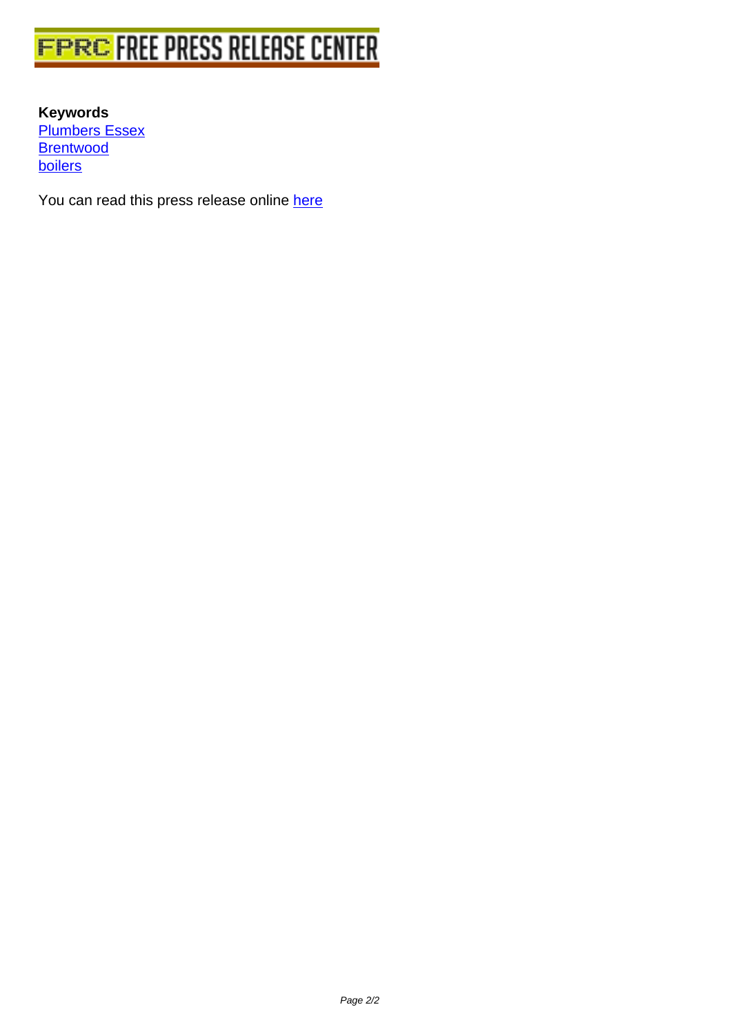**Keywords**
Plumbers Essex
Brentwood
boilers

You can read this press release online here